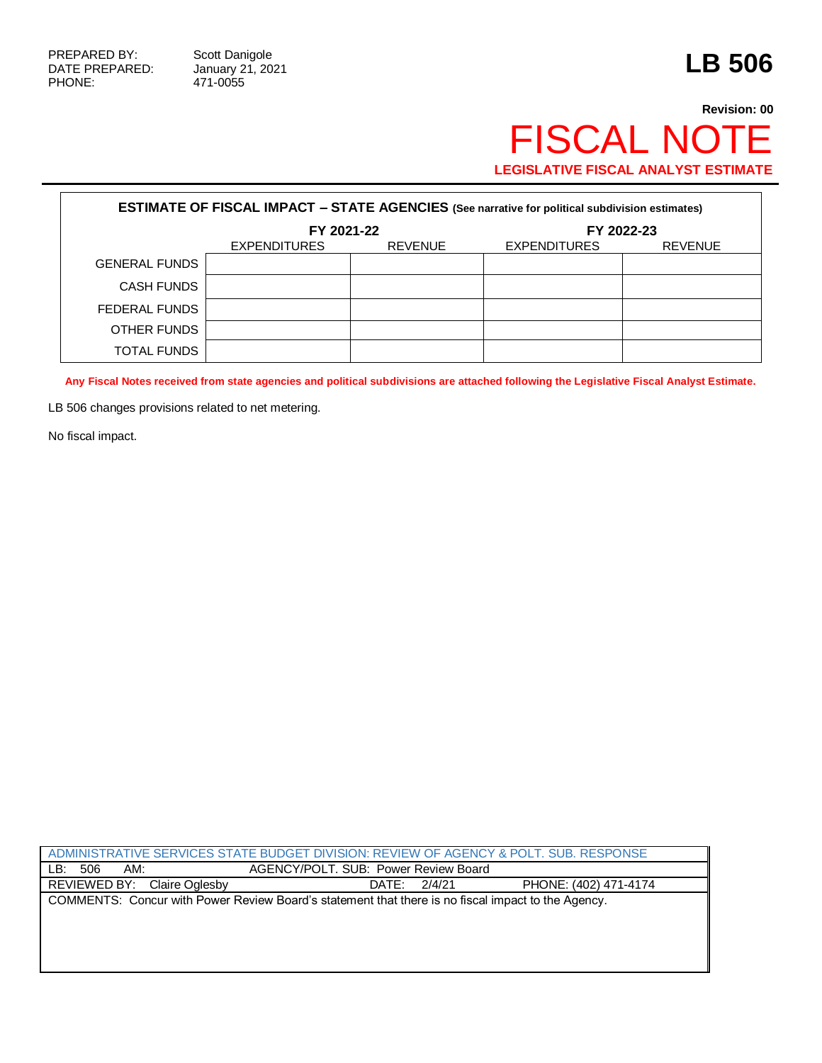PREPARED BY: Scott Danigole
DATE PREPARED: January 21, 2021
PHONE: 471-0055

# LB 506

**Revision: 00**

# FISCAL NOTE

**LEGISLATIVE FISCAL ANALYST ESTIMATE**

| **ESTIMATE OF FISCAL IMPACT – STATE AGENCIES** (See narrative for political subdivision estimates) | | | | |
|---|---|---|---|---|
| | **FY 2021-22** | | **FY 2022-23** | |
| | EXPENDITURES | REVENUE | EXPENDITURES | REVENUE |
| GENERAL FUNDS | | | | |
| CASH FUNDS | | | | |
| FEDERAL FUNDS | | | | |
| OTHER FUNDS | | | | |
| TOTAL FUNDS | | | | |

**Any Fiscal Notes received from state agencies and political subdivisions are attached following the Legislative Fiscal Analyst Estimate.**

LB 506 changes provisions related to net metering.

No fiscal impact.

| ADMINISTRATIVE SERVICES STATE BUDGET DIVISION: REVIEW OF AGENCY & POLT. SUB. RESPONSE | | |
|---|---|---|
| LB: 506 AM: | AGENCY/POLT. SUB: Power Review Board | |
| REVIEWED BY: Claire Oglesby | DATE: 2/4/21 | PHONE: (402) 471-4174 |
| COMMENTS: Concur with Power Review Board's statement that there is no fiscal impact to the Agency. | | |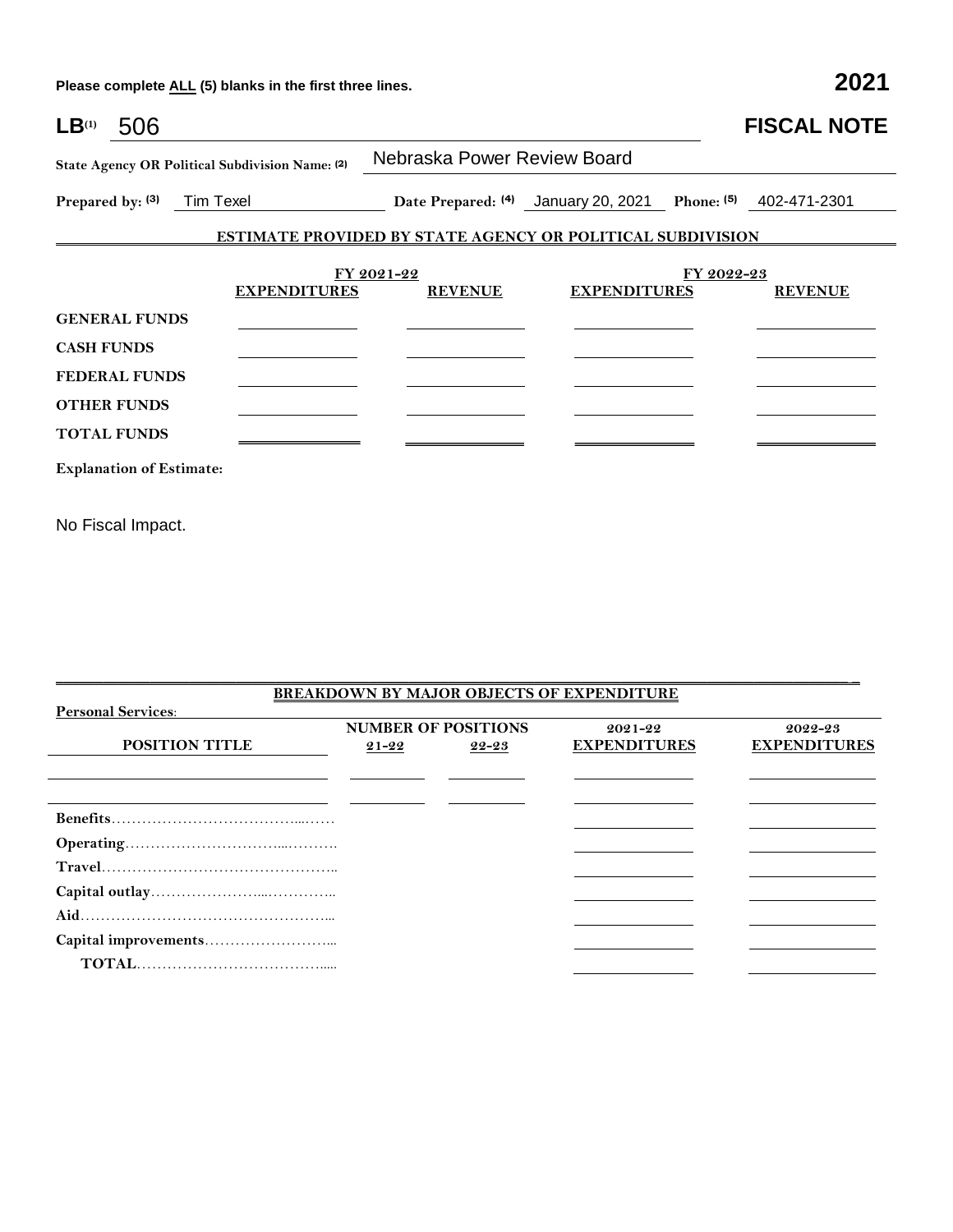Please complete ALL (5) blanks in the first three lines. **2021**

**LB**(1) 506 **FISCAL NOTE**

**State Agency OR Political Subdivision Name:** (2) Nebraska Power Review Board

**Prepared by:** (3) Tim Texel **Date Prepared:** (4) January 20, 2021 **Phone:** (5) 402-471-2301

## ESTIMATE PROVIDED BY STATE AGENCY OR POLITICAL SUBDIVISION

| | FY 2021-22 | | FY 2022-23 | |
|---|---|---|---|---|
| | **EXPENDITURES** | **REVENUE** | **EXPENDITURES** | **REVENUE** |
| **GENERAL FUNDS** | | | | |
| **CASH FUNDS** | | | | |
| **FEDERAL FUNDS** | | | | |
| **OTHER FUNDS** | | | | |
| **TOTAL FUNDS** | | | | |

**Explanation of Estimate:**

No Fiscal Impact.

## BREAKDOWN BY MAJOR OBJECTS OF EXPENDITURE

**Personal Services:**

| | NUMBER OF POSITIONS | | 2021-22 | 2022-23 |
|---|---|---|---|---|
| **POSITION TITLE** | **21-22** | **22-23** | **EXPENDITURES** | **EXPENDITURES** |
| | | | | |
| | | | | |
| **Benefits** | | | | |
| **Operating** | | | | |
| **Travel** | | | | |
| **Capital outlay** | | | | |
| **Aid** | | | | |
| **Capital improvements** | | | | |
| **TOTAL** | | | | |